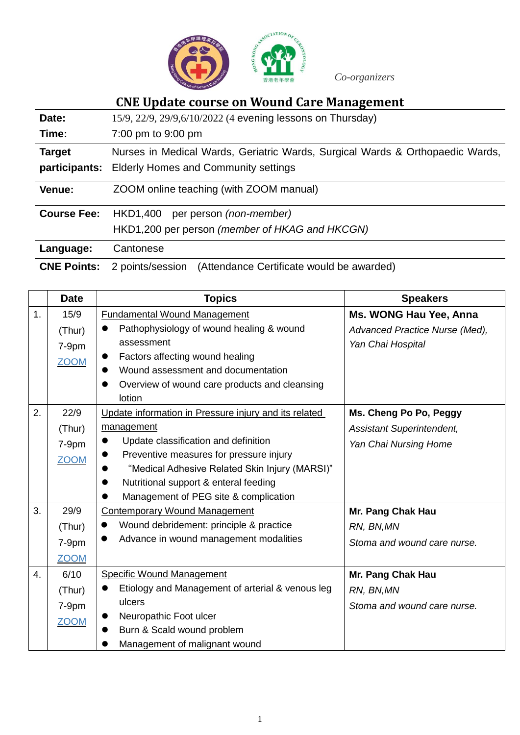Co-organizers

# CNE Update course on Wound Care Management

| | |
|---|---|
| **Date:** | 15/9, 22/9, 29/9,6/10/2022 (4 evening lessons on Thursday) |
| **Time:** | 7:00 pm to 9:00 pm |
| **Target participants:** | Nurses in Medical Wards, Geriatric Wards, Surgical Wards & Orthopaedic Wards, Elderly Homes and Community settings |
| **Venue:** | ZOOM online teaching (with ZOOM manual) |
| **Course Fee:** | HKD1,400 per person *(non-member)*<br>HKD1,200 per person *(member of HKAG and HKCGN)* |
| **Language:** | Cantonese |
| **CNE Points:** | 2 points/session (Attendance Certificate would be awarded) |

| | Date | Topics | Speakers |
|---|---|---|---|
| 1. | 15/9 (Thur) 7-9pm ZOOM | Fundamental Wound Management<br>● Pathophysiology of wound healing & wound assessment<br>● Factors affecting wound healing<br>● Wound assessment and documentation<br>● Overview of wound care products and cleansing lotion | **Ms. WONG Hau Yee, Anna**<br>*Advanced Practice Nurse (Med), Yan Chai Hospital* |
| 2. | 22/9 (Thur) 7-9pm ZOOM | Update information in Pressure injury and its related management<br>● Update classification and definition<br>● Preventive measures for pressure injury<br>● "Medical Adhesive Related Skin Injury (MARSI)"<br>● Nutritional support & enteral feeding<br>● Management of PEG site & complication | **Ms. Cheng Po Po, Peggy**<br>*Assistant Superintendent, Yan Chai Nursing Home* |
| 3. | 29/9 (Thur) 7-9pm ZOOM | Contemporary Wound Management<br>● Wound debridement: principle & practice<br>● Advance in wound management modalities | **Mr. Pang Chak Hau**<br>*RN, BN,MN*<br>*Stoma and wound care nurse.* |
| 4. | 6/10 (Thur) 7-9pm ZOOM | Specific Wound Management<br>● Etiology and Management of arterial & venous leg ulcers<br>● Neuropathic Foot ulcer<br>● Burn & Scald wound problem<br>● Management of malignant wound | **Mr. Pang Chak Hau**<br>*RN, BN,MN*<br>*Stoma and wound care nurse.* |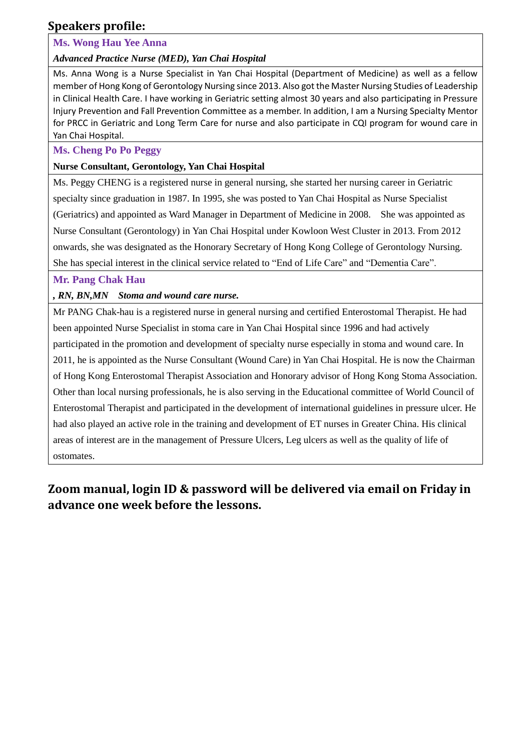## Speakers profile:

**Ms. Wong Hau Yee Anna**

***Advanced Practice Nurse (MED), Yan Chai Hospital***

Ms. Anna Wong is a Nurse Specialist in Yan Chai Hospital (Department of Medicine) as well as a fellow member of Hong Kong of Gerontology Nursing since 2013. Also got the Master Nursing Studies of Leadership in Clinical Health Care. I have working in Geriatric setting almost 30 years and also participating in Pressure Injury Prevention and Fall Prevention Committee as a member. In addition, I am a Nursing Specialty Mentor for PRCC in Geriatric and Long Term Care for nurse and also participate in CQI program for wound care in Yan Chai Hospital.

**Ms. Cheng Po Po Peggy**

**Nurse Consultant, Gerontology, Yan Chai Hospital**

Ms. Peggy CHENG is a registered nurse in general nursing, she started her nursing career in Geriatric specialty since graduation in 1987. In 1995, she was posted to Yan Chai Hospital as Nurse Specialist (Geriatrics) and appointed as Ward Manager in Department of Medicine in 2008. She was appointed as Nurse Consultant (Gerontology) in Yan Chai Hospital under Kowloon West Cluster in 2013. From 2012 onwards, she was designated as the Honorary Secretary of Hong Kong College of Gerontology Nursing. She has special interest in the clinical service related to “End of Life Care” and “Dementia Care”.

**Mr. Pang Chak Hau**

***, RN, BN,MN Stoma and wound care nurse.***

Mr PANG Chak-hau is a registered nurse in general nursing and certified Enterostomal Therapist. He had been appointed Nurse Specialist in stoma care in Yan Chai Hospital since 1996 and had actively participated in the promotion and development of specialty nurse especially in stoma and wound care. In 2011, he is appointed as the Nurse Consultant (Wound Care) in Yan Chai Hospital. He is now the Chairman of Hong Kong Enterostomal Therapist Association and Honorary advisor of Hong Kong Stoma Association. Other than local nursing professionals, he is also serving in the Educational committee of World Council of Enterostomal Therapist and participated in the development of international guidelines in pressure ulcer. He had also played an active role in the training and development of ET nurses in Greater China. His clinical areas of interest are in the management of Pressure Ulcers, Leg ulcers as well as the quality of life of ostomates.

### Zoom manual, login ID & password will be delivered via email on Friday in advance one week before the lessons.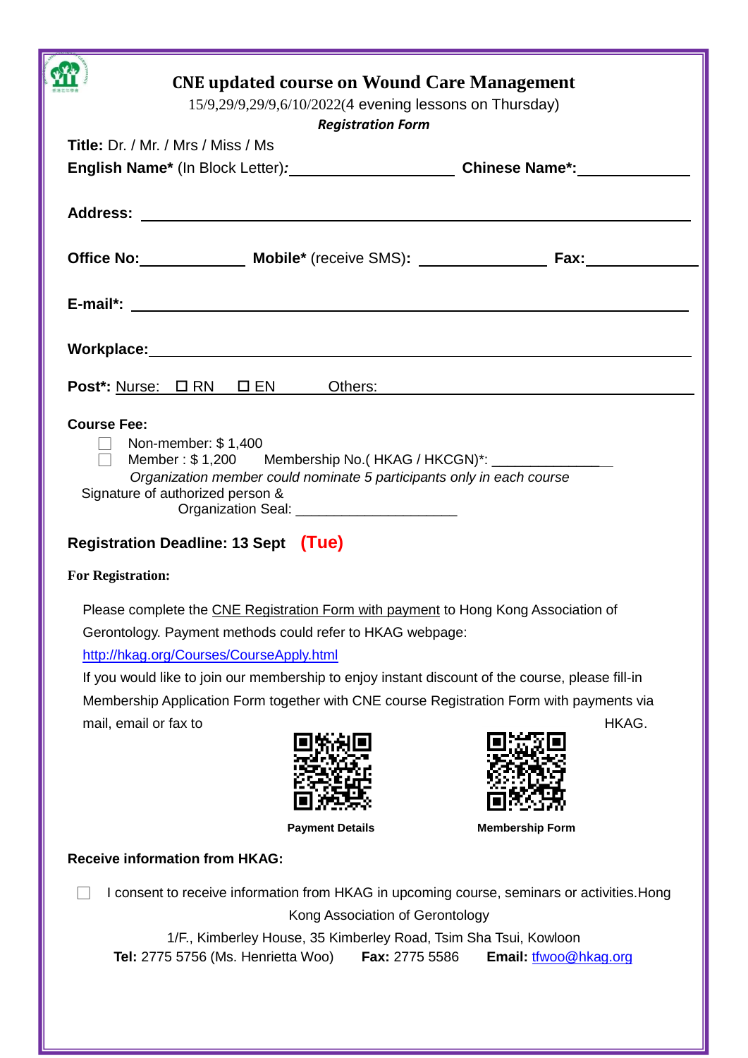# CNE updated course on Wound Care Management

15/9,29/9,29/9,6/10/2022(4 evening lessons on Thursday)

***Registration Form***

**Title:** Dr. / Mr. / Mrs / Miss / Ms

**English Name*** (In Block Letter)***:*** ____________________ **Chinese Name*:** ____________

**Address:** ____________________________________________________________

**Office No:** ____________ **Mobile*** (receive SMS)**:** ______________ **Fax:** ____________

**E-mail*:** ____________________________________________________________

**Workplace:** ____________________________________________________________

**Post*:** Nurse: ☐ RN ☐ EN Others: ______________________________________

**Course Fee:**

- ☐ Non-member: $ 1,400
- ☐ Member : $ 1,200 Membership No.( HKAG / HKCGN)*: ______________

*Organization member could nominate 5 participants only in each course*

Signature of authorized person & Organization Seal: ____________________

**Registration Deadline: 13 Sept (Tue)**

**For Registration:**

Please complete the CNE Registration Form with payment to Hong Kong Association of Gerontology. Payment methods could refer to HKAG webpage: http://hkag.org/Courses/CourseApply.html

If you would like to join our membership to enjoy instant discount of the course, please fill-in Membership Application Form together with CNE course Registration Form with payments via mail, email or fax to HKAG.

**Payment Details** **Membership Form**

**Receive information from HKAG:**

☐ I consent to receive information from HKAG in upcoming course, seminars or activities.

Hong Kong Association of Gerontology

1/F., Kimberley House, 35 Kimberley Road, Tsim Sha Tsui, Kowloon

**Tel:** 2775 5756 (Ms. Henrietta Woo) **Fax:** 2775 5586 **Email:** tfwoo@hkag.org